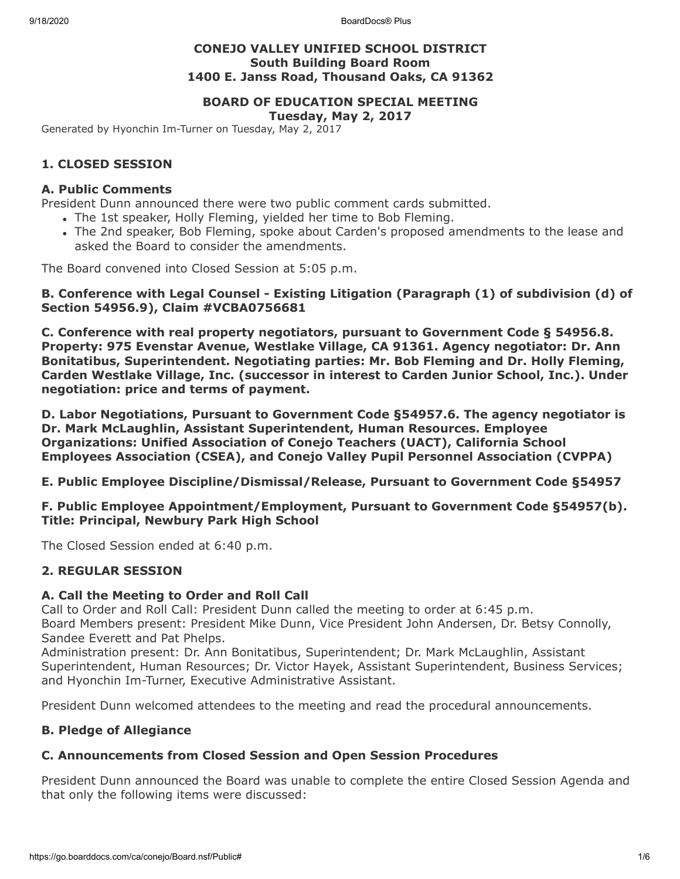**CONEJO VALLEY UNIFIED SCHOOL DISTRICT**
**South Building Board Room**
**1400 E. Janss Road, Thousand Oaks, CA 91362**

**BOARD OF EDUCATION SPECIAL MEETING**
**Tuesday, May 2, 2017**

Generated by Hyonchin Im-Turner on Tuesday, May 2, 2017

## 1. CLOSED SESSION

### A. Public Comments

President Dunn announced there were two public comment cards submitted.

- The 1st speaker, Holly Fleming, yielded her time to Bob Fleming.
- The 2nd speaker, Bob Fleming, spoke about Carden's proposed amendments to the lease and asked the Board to consider the amendments.

The Board convened into Closed Session at 5:05 p.m.

### B. Conference with Legal Counsel - Existing Litigation (Paragraph (1) of subdivision (d) of Section 54956.9), Claim #VCBA0756681

### C. Conference with real property negotiators, pursuant to Government Code § 54956.8. Property: 975 Evenstar Avenue, Westlake Village, CA 91361. Agency negotiator: Dr. Ann Bonitatibus, Superintendent. Negotiating parties: Mr. Bob Fleming and Dr. Holly Fleming, Carden Westlake Village, Inc. (successor in interest to Carden Junior School, Inc.). Under negotiation: price and terms of payment.

### D. Labor Negotiations, Pursuant to Government Code §54957.6. The agency negotiator is Dr. Mark McLaughlin, Assistant Superintendent, Human Resources. Employee Organizations: Unified Association of Conejo Teachers (UACT), California School Employees Association (CSEA), and Conejo Valley Pupil Personnel Association (CVPPA)

### E. Public Employee Discipline/Dismissal/Release, Pursuant to Government Code §54957

### F. Public Employee Appointment/Employment, Pursuant to Government Code §54957(b). Title: Principal, Newbury Park High School

The Closed Session ended at 6:40 p.m.

## 2. REGULAR SESSION

### A. Call the Meeting to Order and Roll Call

Call to Order and Roll Call: President Dunn called the meeting to order at 6:45 p.m.
Board Members present: President Mike Dunn, Vice President John Andersen, Dr. Betsy Connolly, Sandee Everett and Pat Phelps.
Administration present: Dr. Ann Bonitatibus, Superintendent; Dr. Mark McLaughlin, Assistant Superintendent, Human Resources; Dr. Victor Hayek, Assistant Superintendent, Business Services; and Hyonchin Im-Turner, Executive Administrative Assistant.

President Dunn welcomed attendees to the meeting and read the procedural announcements.

### B. Pledge of Allegiance

### C. Announcements from Closed Session and Open Session Procedures

President Dunn announced the Board was unable to complete the entire Closed Session Agenda and that only the following items were discussed: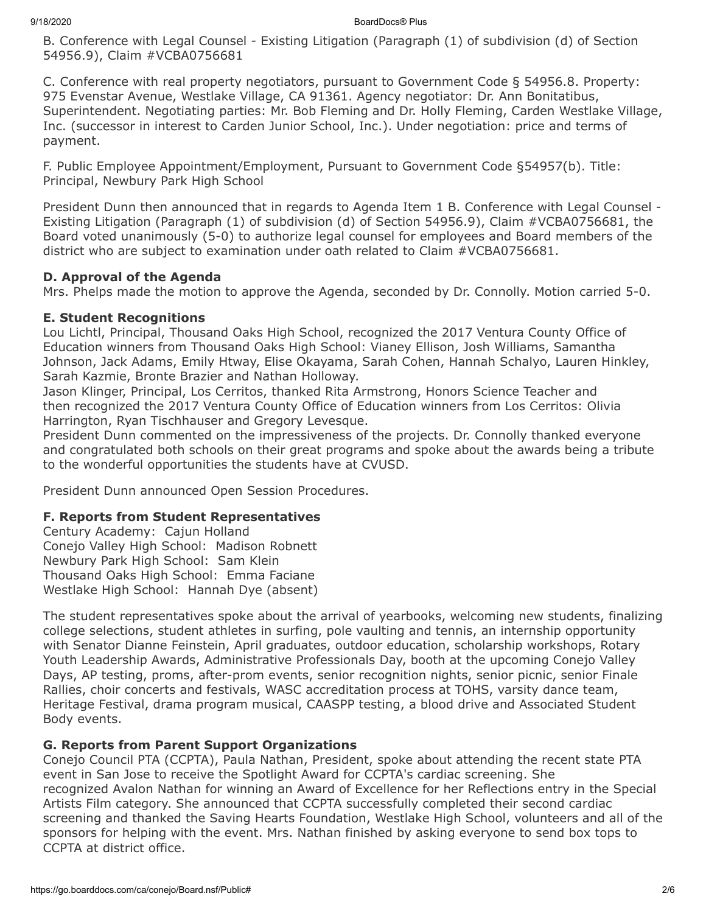B. Conference with Legal Counsel - Existing Litigation (Paragraph (1) of subdivision (d) of Section 54956.9), Claim #VCBA0756681

C. Conference with real property negotiators, pursuant to Government Code § 54956.8. Property: 975 Evenstar Avenue, Westlake Village, CA 91361. Agency negotiator: Dr. Ann Bonitatibus, Superintendent. Negotiating parties: Mr. Bob Fleming and Dr. Holly Fleming, Carden Westlake Village, Inc. (successor in interest to Carden Junior School, Inc.). Under negotiation: price and terms of payment.

F. Public Employee Appointment/Employment, Pursuant to Government Code §54957(b). Title: Principal, Newbury Park High School

President Dunn then announced that in regards to Agenda Item 1 B. Conference with Legal Counsel - Existing Litigation (Paragraph (1) of subdivision (d) of Section 54956.9), Claim #VCBA0756681, the Board voted unanimously (5-0) to authorize legal counsel for employees and Board members of the district who are subject to examination under oath related to Claim #VCBA0756681.

### D. Approval of the Agenda

Mrs. Phelps made the motion to approve the Agenda, seconded by Dr. Connolly. Motion carried 5-0.

### E. Student Recognitions

Lou Lichtl, Principal, Thousand Oaks High School, recognized the 2017 Ventura County Office of Education winners from Thousand Oaks High School: Vianey Ellison, Josh Williams, Samantha Johnson, Jack Adams, Emily Htway, Elise Okayama, Sarah Cohen, Hannah Schalyo, Lauren Hinkley, Sarah Kazmie, Bronte Brazier and Nathan Holloway.
Jason Klinger, Principal, Los Cerritos, thanked Rita Armstrong, Honors Science Teacher and then recognized the 2017 Ventura County Office of Education winners from Los Cerritos: Olivia Harrington, Ryan Tischhauser and Gregory Levesque.
President Dunn commented on the impressiveness of the projects. Dr. Connolly thanked everyone and congratulated both schools on their great programs and spoke about the awards being a tribute to the wonderful opportunities the students have at CVUSD.

President Dunn announced Open Session Procedures.

### F. Reports from Student Representatives

Century Academy: Cajun Holland
Conejo Valley High School: Madison Robnett
Newbury Park High School: Sam Klein
Thousand Oaks High School: Emma Faciane
Westlake High School: Hannah Dye (absent)

The student representatives spoke about the arrival of yearbooks, welcoming new students, finalizing college selections, student athletes in surfing, pole vaulting and tennis, an internship opportunity with Senator Dianne Feinstein, April graduates, outdoor education, scholarship workshops, Rotary Youth Leadership Awards, Administrative Professionals Day, booth at the upcoming Conejo Valley Days, AP testing, proms, after-prom events, senior recognition nights, senior picnic, senior Finale Rallies, choir concerts and festivals, WASC accreditation process at TOHS, varsity dance team, Heritage Festival, drama program musical, CAASPP testing, a blood drive and Associated Student Body events.

### G. Reports from Parent Support Organizations

Conejo Council PTA (CCPTA), Paula Nathan, President, spoke about attending the recent state PTA event in San Jose to receive the Spotlight Award for CCPTA's cardiac screening. She recognized Avalon Nathan for winning an Award of Excellence for her Reflections entry in the Special Artists Film category. She announced that CCPTA successfully completed their second cardiac screening and thanked the Saving Hearts Foundation, Westlake High School, volunteers and all of the sponsors for helping with the event. Mrs. Nathan finished by asking everyone to send box tops to CCPTA at district office.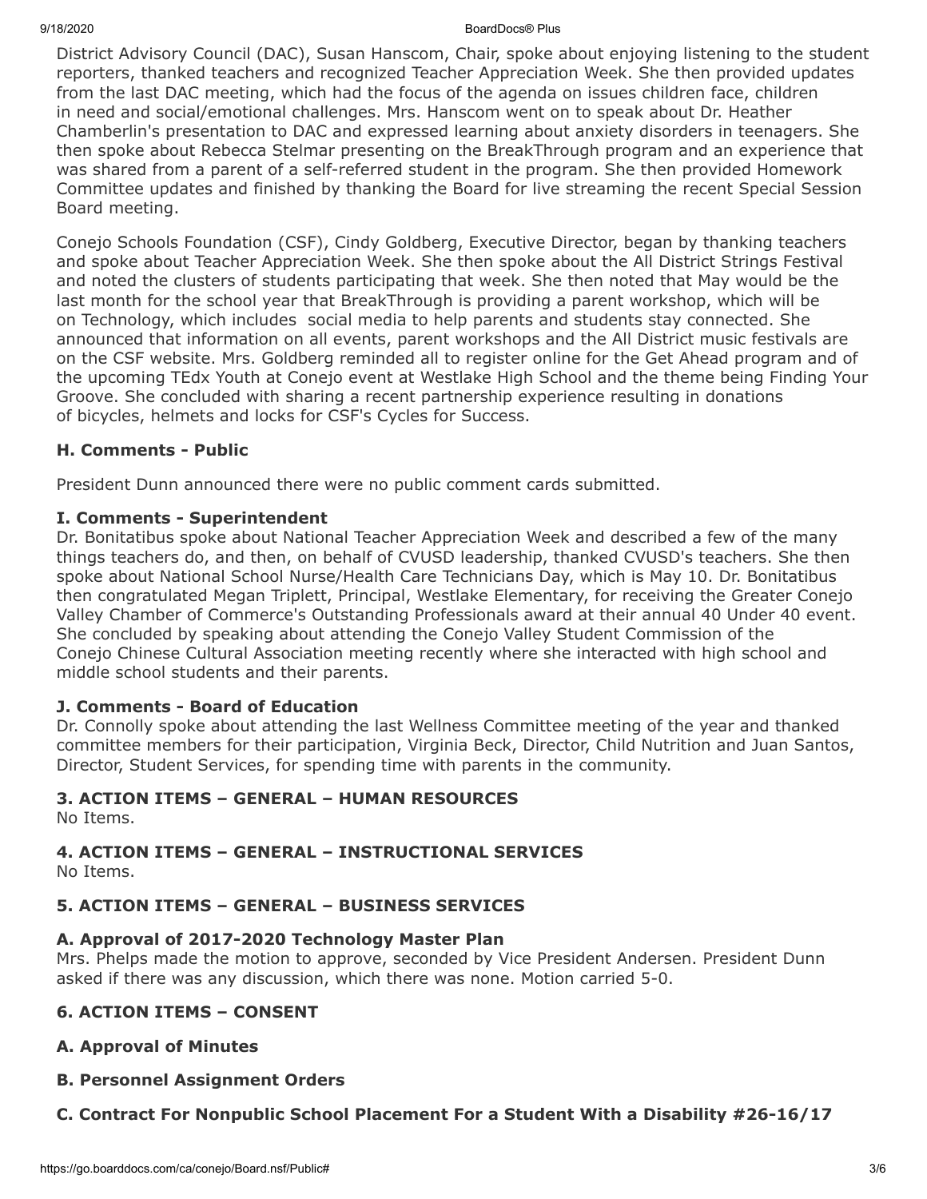District Advisory Council (DAC), Susan Hanscom, Chair, spoke about enjoying listening to the student reporters, thanked teachers and recognized Teacher Appreciation Week. She then provided updates from the last DAC meeting, which had the focus of the agenda on issues children face, children in need and social/emotional challenges. Mrs. Hanscom went on to speak about Dr. Heather Chamberlin's presentation to DAC and expressed learning about anxiety disorders in teenagers. She then spoke about Rebecca Stelmar presenting on the BreakThrough program and an experience that was shared from a parent of a self-referred student in the program. She then provided Homework Committee updates and finished by thanking the Board for live streaming the recent Special Session Board meeting.

Conejo Schools Foundation (CSF), Cindy Goldberg, Executive Director, began by thanking teachers and spoke about Teacher Appreciation Week. She then spoke about the All District Strings Festival and noted the clusters of students participating that week. She then noted that May would be the last month for the school year that BreakThrough is providing a parent workshop, which will be on Technology, which includes social media to help parents and students stay connected. She announced that information on all events, parent workshops and the All District music festivals are on the CSF website. Mrs. Goldberg reminded all to register online for the Get Ahead program and of the upcoming TEdx Youth at Conejo event at Westlake High School and the theme being Finding Your Groove. She concluded with sharing a recent partnership experience resulting in donations of bicycles, helmets and locks for CSF's Cycles for Success.

**H. Comments - Public**

President Dunn announced there were no public comment cards submitted.

**I. Comments - Superintendent**

Dr. Bonitatibus spoke about National Teacher Appreciation Week and described a few of the many things teachers do, and then, on behalf of CVUSD leadership, thanked CVUSD's teachers. She then spoke about National School Nurse/Health Care Technicians Day, which is May 10. Dr. Bonitatibus then congratulated Megan Triplett, Principal, Westlake Elementary, for receiving the Greater Conejo Valley Chamber of Commerce's Outstanding Professionals award at their annual 40 Under 40 event. She concluded by speaking about attending the Conejo Valley Student Commission of the Conejo Chinese Cultural Association meeting recently where she interacted with high school and middle school students and their parents.

**J. Comments - Board of Education**

Dr. Connolly spoke about attending the last Wellness Committee meeting of the year and thanked committee members for their participation, Virginia Beck, Director, Child Nutrition and Juan Santos, Director, Student Services, for spending time with parents in the community.

**3. ACTION ITEMS – GENERAL – HUMAN RESOURCES**

No Items.

**4. ACTION ITEMS – GENERAL – INSTRUCTIONAL SERVICES**

No Items.

**5. ACTION ITEMS – GENERAL – BUSINESS SERVICES**

**A. Approval of 2017-2020 Technology Master Plan**

Mrs. Phelps made the motion to approve, seconded by Vice President Andersen. President Dunn asked if there was any discussion, which there was none. Motion carried 5-0.

**6. ACTION ITEMS – CONSENT**

**A. Approval of Minutes**

**B. Personnel Assignment Orders**

**C. Contract For Nonpublic School Placement For a Student With a Disability #26-16/17**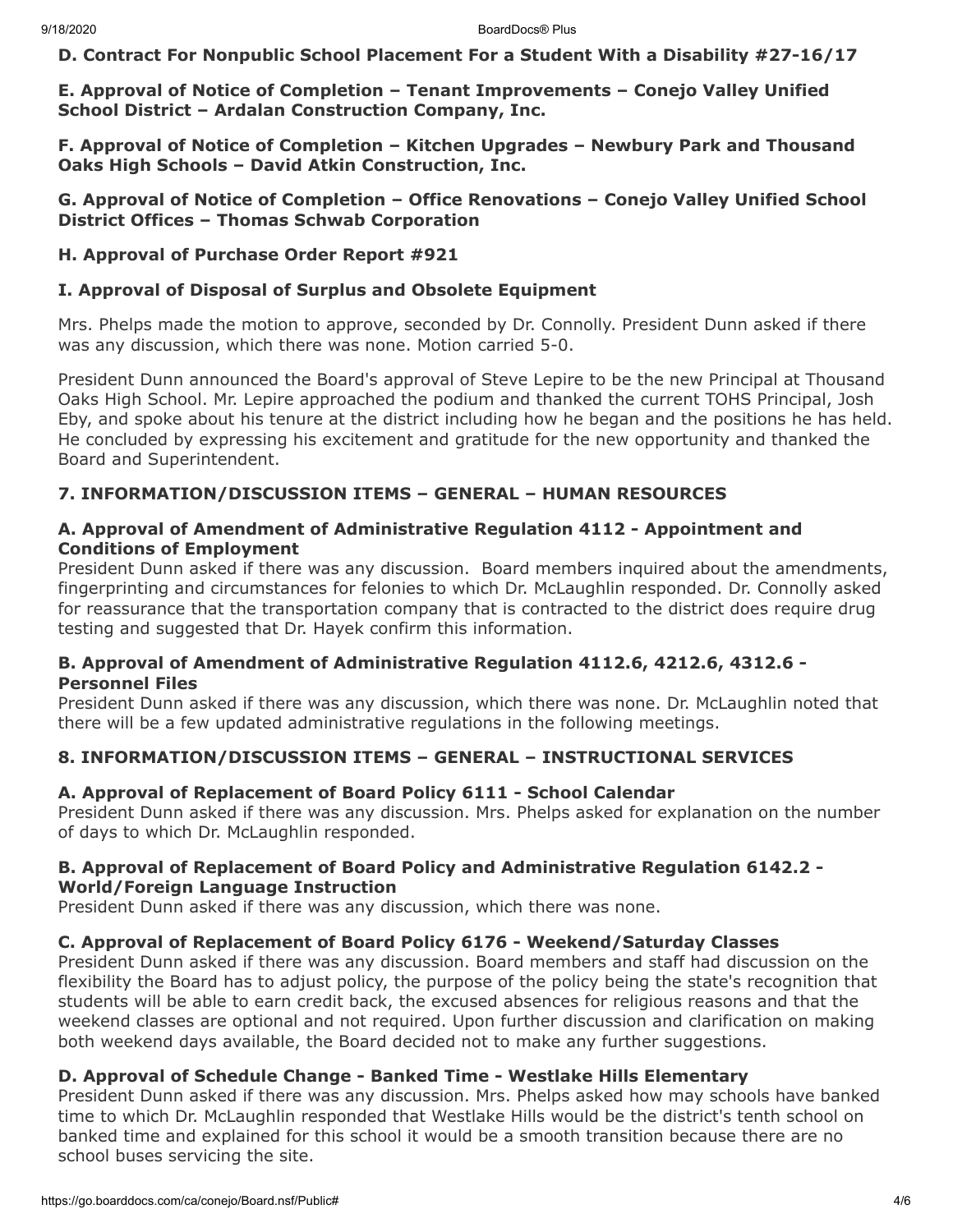**D. Contract For Nonpublic School Placement For a Student With a Disability #27-16/17**

**E. Approval of Notice of Completion – Tenant Improvements – Conejo Valley Unified School District – Ardalan Construction Company, Inc.**

**F. Approval of Notice of Completion – Kitchen Upgrades – Newbury Park and Thousand Oaks High Schools – David Atkin Construction, Inc.**

**G. Approval of Notice of Completion – Office Renovations – Conejo Valley Unified School District Offices – Thomas Schwab Corporation**

**H. Approval of Purchase Order Report #921**

**I. Approval of Disposal of Surplus and Obsolete Equipment**

Mrs. Phelps made the motion to approve, seconded by Dr. Connolly. President Dunn asked if there was any discussion, which there was none. Motion carried 5-0.

President Dunn announced the Board's approval of Steve Lepire to be the new Principal at Thousand Oaks High School. Mr. Lepire approached the podium and thanked the current TOHS Principal, Josh Eby, and spoke about his tenure at the district including how he began and the positions he has held. He concluded by expressing his excitement and gratitude for the new opportunity and thanked the Board and Superintendent.

### 7. INFORMATION/DISCUSSION ITEMS – GENERAL – HUMAN RESOURCES

**A. Approval of Amendment of Administrative Regulation 4112 - Appointment and Conditions of Employment**

President Dunn asked if there was any discussion. Board members inquired about the amendments, fingerprinting and circumstances for felonies to which Dr. McLaughlin responded. Dr. Connolly asked for reassurance that the transportation company that is contracted to the district does require drug testing and suggested that Dr. Hayek confirm this information.

**B. Approval of Amendment of Administrative Regulation 4112.6, 4212.6, 4312.6 - Personnel Files**

President Dunn asked if there was any discussion, which there was none. Dr. McLaughlin noted that there will be a few updated administrative regulations in the following meetings.

### 8. INFORMATION/DISCUSSION ITEMS – GENERAL – INSTRUCTIONAL SERVICES

**A. Approval of Replacement of Board Policy 6111 - School Calendar**

President Dunn asked if there was any discussion. Mrs. Phelps asked for explanation on the number of days to which Dr. McLaughlin responded.

**B. Approval of Replacement of Board Policy and Administrative Regulation 6142.2 - World/Foreign Language Instruction**

President Dunn asked if there was any discussion, which there was none.

**C. Approval of Replacement of Board Policy 6176 - Weekend/Saturday Classes**

President Dunn asked if there was any discussion. Board members and staff had discussion on the flexibility the Board has to adjust policy, the purpose of the policy being the state's recognition that students will be able to earn credit back, the excused absences for religious reasons and that the weekend classes are optional and not required. Upon further discussion and clarification on making both weekend days available, the Board decided not to make any further suggestions.

**D. Approval of Schedule Change - Banked Time - Westlake Hills Elementary**

President Dunn asked if there was any discussion. Mrs. Phelps asked how may schools have banked time to which Dr. McLaughlin responded that Westlake Hills would be the district's tenth school on banked time and explained for this school it would be a smooth transition because there are no school buses servicing the site.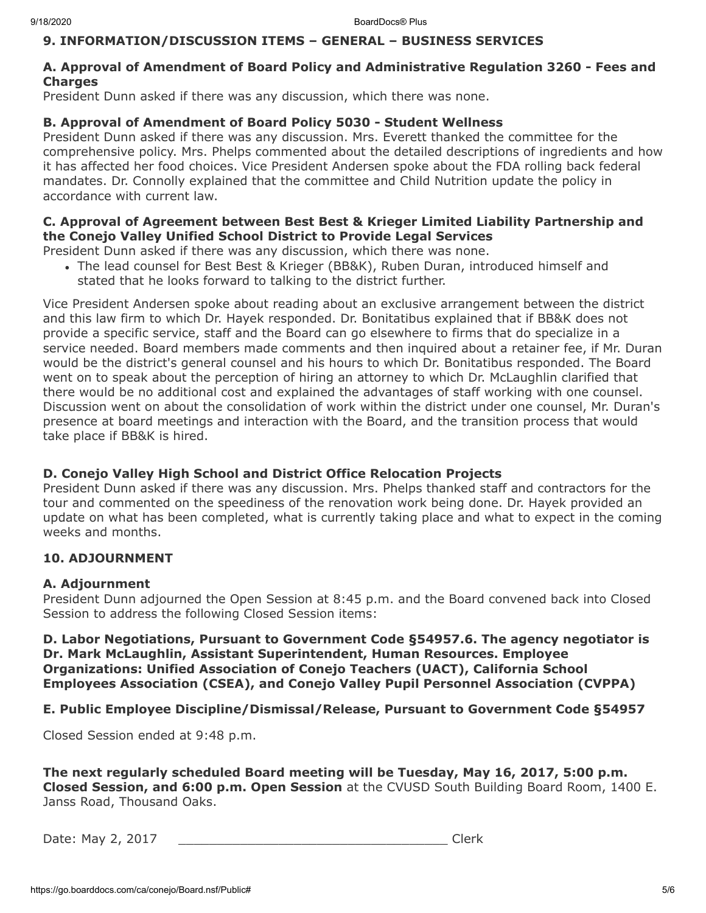## 9. INFORMATION/DISCUSSION ITEMS – GENERAL – BUSINESS SERVICES

### A. Approval of Amendment of Board Policy and Administrative Regulation 3260 - Fees and Charges

President Dunn asked if there was any discussion, which there was none.

### B. Approval of Amendment of Board Policy 5030 - Student Wellness

President Dunn asked if there was any discussion. Mrs. Everett thanked the committee for the comprehensive policy. Mrs. Phelps commented about the detailed descriptions of ingredients and how it has affected her food choices. Vice President Andersen spoke about the FDA rolling back federal mandates. Dr. Connolly explained that the committee and Child Nutrition update the policy in accordance with current law.

### C. Approval of Agreement between Best Best & Krieger Limited Liability Partnership and the Conejo Valley Unified School District to Provide Legal Services

President Dunn asked if there was any discussion, which there was none.

- The lead counsel for Best Best & Krieger (BB&K), Ruben Duran, introduced himself and stated that he looks forward to talking to the district further.

Vice President Andersen spoke about reading about an exclusive arrangement between the district and this law firm to which Dr. Hayek responded. Dr. Bonitatibus explained that if BB&K does not provide a specific service, staff and the Board can go elsewhere to firms that do specialize in a service needed. Board members made comments and then inquired about a retainer fee, if Mr. Duran would be the district's general counsel and his hours to which Dr. Bonitatibus responded. The Board went on to speak about the perception of hiring an attorney to which Dr. McLaughlin clarified that there would be no additional cost and explained the advantages of staff working with one counsel. Discussion went on about the consolidation of work within the district under one counsel, Mr. Duran's presence at board meetings and interaction with the Board, and the transition process that would take place if BB&K is hired.

### D. Conejo Valley High School and District Office Relocation Projects

President Dunn asked if there was any discussion. Mrs. Phelps thanked staff and contractors for the tour and commented on the speediness of the renovation work being done. Dr. Hayek provided an update on what has been completed, what is currently taking place and what to expect in the coming weeks and months.

## 10. ADJOURNMENT

### A. Adjournment

President Dunn adjourned the Open Session at 8:45 p.m. and the Board convened back into Closed Session to address the following Closed Session items:

**D. Labor Negotiations, Pursuant to Government Code §54957.6. The agency negotiator is Dr. Mark McLaughlin, Assistant Superintendent, Human Resources. Employee Organizations: Unified Association of Conejo Teachers (UACT), California School Employees Association (CSEA), and Conejo Valley Pupil Personnel Association (CVPPA)**

**E. Public Employee Discipline/Dismissal/Release, Pursuant to Government Code §54957**

Closed Session ended at 9:48 p.m.

**The next regularly scheduled Board meeting will be Tuesday, May 16, 2017, 5:00 p.m. Closed Session, and 6:00 p.m. Open Session** at the CVUSD South Building Board Room, 1400 E. Janss Road, Thousand Oaks.

Date: May 2, 2017 ___________________________________ Clerk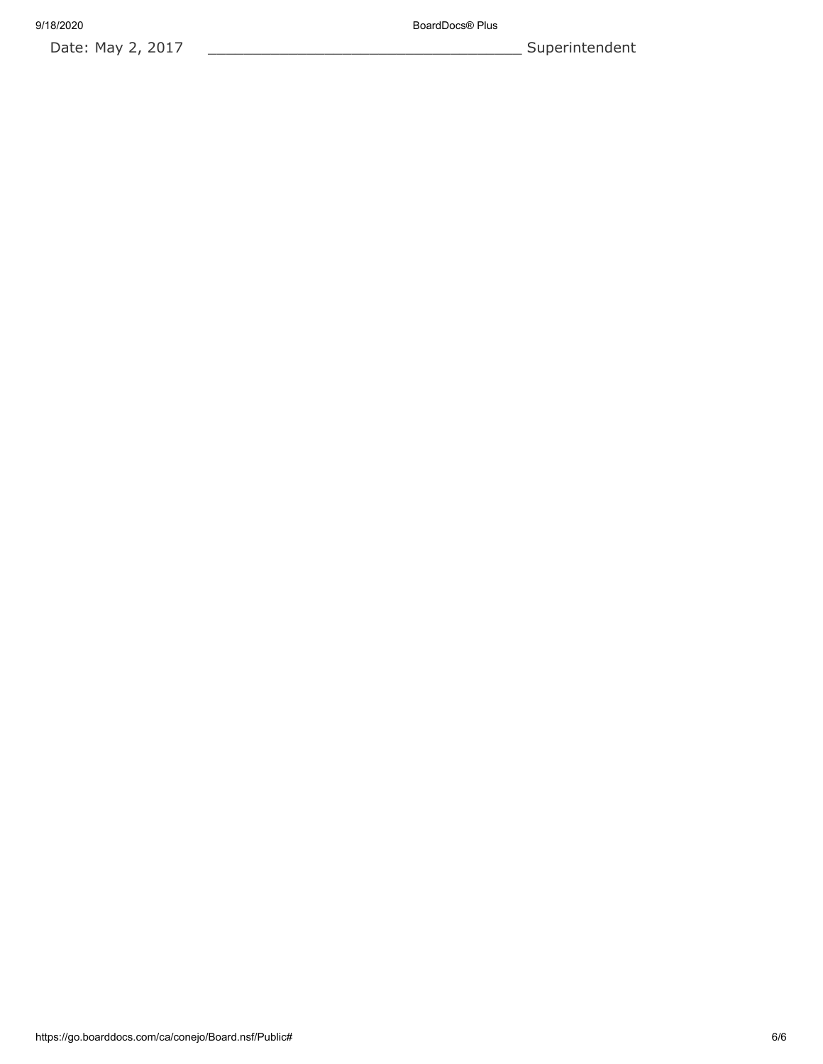Date: May 2, 2017 ___________________________________ Superintendent